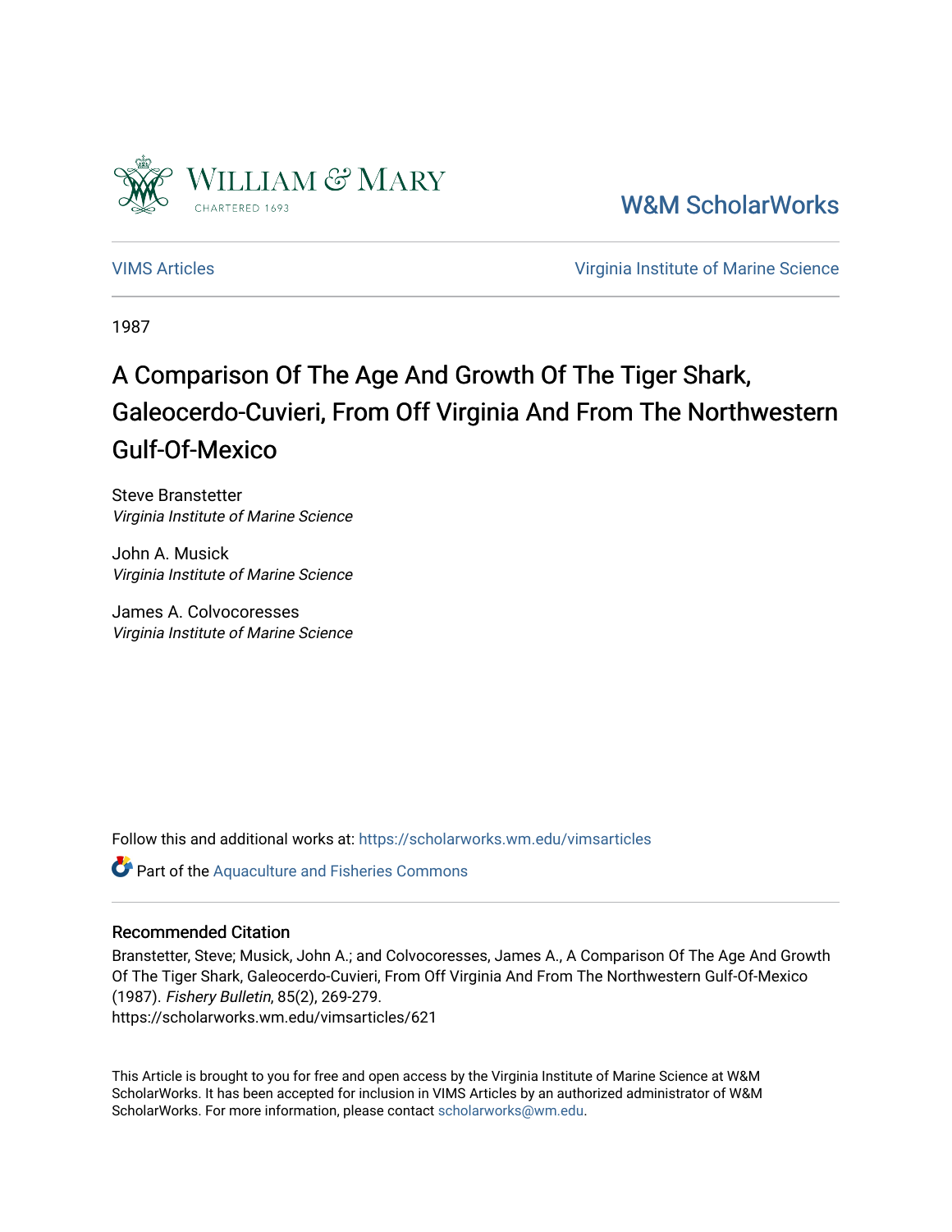W&M ScholarWorks

VIMS Articles | Virginia Institute of Marine Science

1987

# A Comparison Of The Age And Growth Of The Tiger Shark, Galeocerdo-Cuvieri, From Off Virginia And From The Northwestern Gulf-Of-Mexico

Steve Branstetter
*Virginia Institute of Marine Science*

John A. Musick
*Virginia Institute of Marine Science*

James A. Colvocoresses
*Virginia Institute of Marine Science*

Follow this and additional works at: https://scholarworks.wm.edu/vimsarticles

Part of the Aquaculture and Fisheries Commons

## Recommended Citation

Branstetter, Steve; Musick, John A.; and Colvocoresses, James A., A Comparison Of The Age And Growth Of The Tiger Shark, Galeocerdo-Cuvieri, From Off Virginia And From The Northwestern Gulf-Of-Mexico (1987). *Fishery Bulletin*, 85(2), 269-279.
https://scholarworks.wm.edu/vimsarticles/621

This Article is brought to you for free and open access by the Virginia Institute of Marine Science at W&M ScholarWorks. It has been accepted for inclusion in VIMS Articles by an authorized administrator of W&M ScholarWorks. For more information, please contact scholarworks@wm.edu.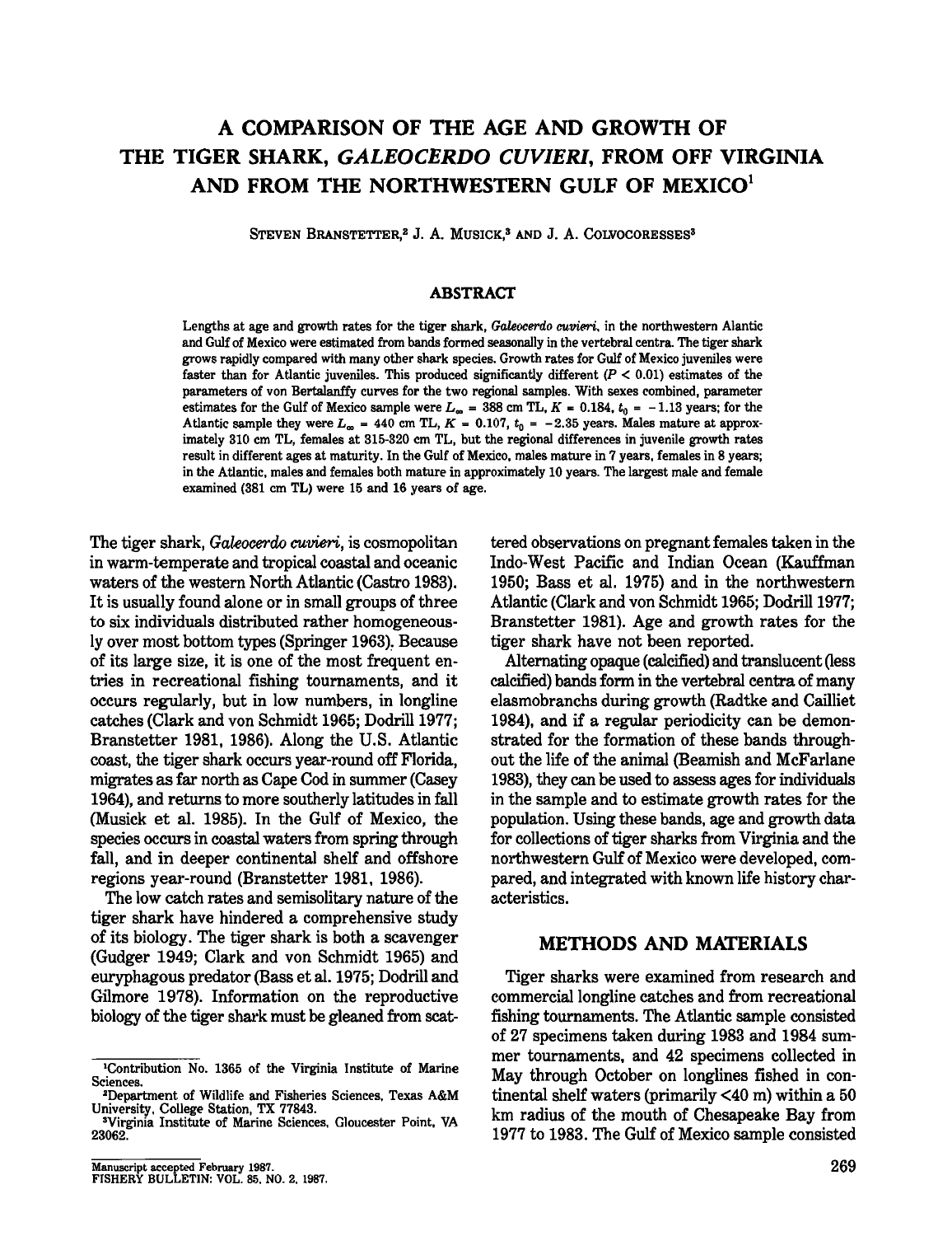# A COMPARISON OF THE AGE AND GROWTH OF THE TIGER SHARK, *GALEOCERDO CUVIERI*, FROM OFF VIRGINIA AND FROM THE NORTHWESTERN GULF OF MEXICO[1]

STEVEN BRANSTETTER,[2] J. A. MUSICK,[3] AND J. A. COLVOCORESSES[3]

## ABSTRACT

Lengths at age and growth rates for the tiger shark, *Galeocerdo cuvieri*, in the northwestern Alantic and Gulf of Mexico were estimated from bands formed seasonally in the vertebral centra. The tiger shark grows rapidly compared with many other shark species. Growth rates for Gulf of Mexico juveniles were faster than for Atlantic juveniles. This produced significantly different ($P < 0.01$) estimates of the parameters of von Bertalanffy curves for the two regional samples. With sexes combined, parameter estimates for the Gulf of Mexico sample were $L_\infty$ = 388 cm TL, $K$ = 0.184, $t_0$ = −1.13 years; for the Atlantic sample they were $L_\infty$ = 440 cm TL, $K$ = 0.107, $t_0$ = −2.35 years. Males mature at approximately 310 cm TL, females at 315-320 cm TL, but the regional differences in juvenile growth rates result in different ages at maturity. In the Gulf of Mexico, males mature in 7 years, females in 8 years; in the Atlantic, males and females both mature in approximately 10 years. The largest male and female examined (381 cm TL) were 15 and 16 years of age.

The tiger shark, *Galeocerdo cuvieri*, is cosmopolitan in warm-temperate and tropical coastal and oceanic waters of the western North Atlantic (Castro 1983). It is usually found alone or in small groups of three to six individuals distributed rather homogeneously over most bottom types (Springer 1963). Because of its large size, it is one of the most frequent entries in recreational fishing tournaments, and it occurs regularly, but in low numbers, in longline catches (Clark and von Schmidt 1965; Dodrill 1977; Branstetter 1981, 1986). Along the U.S. Atlantic coast, the tiger shark occurs year-round off Florida, migrates as far north as Cape Cod in summer (Casey 1964), and returns to more southerly latitudes in fall (Musick et al. 1985). In the Gulf of Mexico, the species occurs in coastal waters from spring through fall, and in deeper continental shelf and offshore regions year-round (Branstetter 1981, 1986).

The low catch rates and semisolitary nature of the tiger shark have hindered a comprehensive study of its biology. The tiger shark is both a scavenger (Gudger 1949; Clark and von Schmidt 1965) and euryphagous predator (Bass et al. 1975; Dodrill and Gilmore 1978). Information on the reproductive biology of the tiger shark must be gleaned from scattered observations on pregnant females taken in the Indo-West Pacific and Indian Ocean (Kauffman 1950; Bass et al. 1975) and in the northwestern Atlantic (Clark and von Schmidt 1965; Dodrill 1977; Branstetter 1981). Age and growth rates for the tiger shark have not been reported.

Alternating opaque (calcified) and translucent (less calcified) bands form in the vertebral centra of many elasmobranchs during growth (Radtke and Cailliet 1984), and if a regular periodicity can be demonstrated for the formation of these bands throughout the life of the animal (Beamish and McFarlane 1983), they can be used to assess ages for individuals in the sample and to estimate growth rates for the population. Using these bands, age and growth data for collections of tiger sharks from Virginia and the northwestern Gulf of Mexico were developed, compared, and integrated with known life history characteristics.

## METHODS AND MATERIALS

Tiger sharks were examined from research and commercial longline catches and from recreational fishing tournaments. The Atlantic sample consisted of 27 specimens taken during 1983 and 1984 summer tournaments, and 42 specimens collected in May through October on longlines fished in continental shelf waters (primarily <40 m) within a 50 km radius of the mouth of Chesapeake Bay from 1977 to 1983. The Gulf of Mexico sample consisted

[1]Contribution No. 1365 of the Virginia Institute of Marine Sciences.

[2]Department of Wildlife and Fisheries Sciences, Texas A&M University, College Station, TX 77843.

[3]Virginia Institute of Marine Sciences, Gloucester Point, VA 23062.

Manuscript accepted February 1987.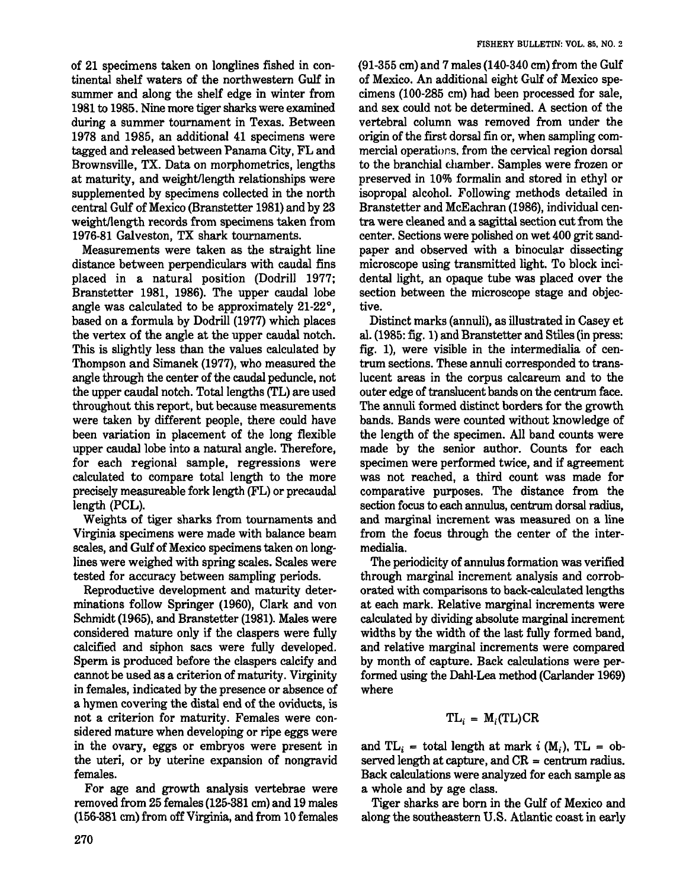of 21 specimens taken on longlines fished in continental shelf waters of the northwestern Gulf in summer and along the shelf edge in winter from 1981 to 1985. Nine more tiger sharks were examined during a summer tournament in Texas. Between 1978 and 1985, an additional 41 specimens were tagged and released between Panama City, FL and Brownsville, TX. Data on morphometrics, lengths at maturity, and weight/length relationships were supplemented by specimens collected in the north central Gulf of Mexico (Branstetter 1981) and by 23 weight/length records from specimens taken from 1976-81 Galveston, TX shark tournaments.

Measurements were taken as the straight line distance between perpendiculars with caudal fins placed in a natural position (Dodrill 1977; Branstetter 1981, 1986). The upper caudal lobe angle was calculated to be approximately 21-22°, based on a formula by Dodrill (1977) which places the vertex of the angle at the upper caudal notch. This is slightly less than the values calculated by Thompson and Simanek (1977), who measured the angle through the center of the caudal peduncle, not the upper caudal notch. Total lengths (TL) are used throughout this report, but because measurements were taken by different people, there could have been variation in placement of the long flexible upper caudal lobe into a natural angle. Therefore, for each regional sample, regressions were calculated to compare total length to the more precisely measureable fork length (FL) or precaudal length (PCL).

Weights of tiger sharks from tournaments and Virginia specimens were made with balance beam scales, and Gulf of Mexico specimens taken on longlines were weighed with spring scales. Scales were tested for accuracy between sampling periods.

Reproductive development and maturity determinations follow Springer (1960), Clark and von Schmidt (1965), and Branstetter (1981). Males were considered mature only if the claspers were fully calcified and siphon sacs were fully developed. Sperm is produced before the claspers calcify and cannot be used as a criterion of maturity. Virginity in females, indicated by the presence or absence of a hymen covering the distal end of the oviducts, is not a criterion for maturity. Females were considered mature when developing or ripe eggs were in the ovary, eggs or embryos were present in the uteri, or by uterine expansion of nongravid females.

For age and growth analysis vertebrae were removed from 25 females (125-381 cm) and 19 males (156-381 cm) from off Virginia, and from 10 females (91-355 cm) and 7 males (140-340 cm) from the Gulf of Mexico. An additional eight Gulf of Mexico specimens (100-285 cm) had been processed for sale, and sex could not be determined. A section of the vertebral column was removed from under the origin of the first dorsal fin or, when sampling commercial operations, from the cervical region dorsal to the branchial chamber. Samples were frozen or preserved in 10% formalin and stored in ethyl or isopropal alcohol. Following methods detailed in Branstetter and McEachran (1986), individual centra were cleaned and a sagittal section cut from the center. Sections were polished on wet 400 grit sandpaper and observed with a binocular dissecting microscope using transmitted light. To block incidental light, an opaque tube was placed over the section between the microscope stage and objective.

Distinct marks (annuli), as illustrated in Casey et al. (1985: fig. 1) and Branstetter and Stiles (in press: fig. 1), were visible in the intermedialia of centrum sections. These annuli corresponded to translucent areas in the corpus calcareum and to the outer edge of translucent bands on the centrum face. The annuli formed distinct borders for the growth bands. Bands were counted without knowledge of the length of the specimen. All band counts were made by the senior author. Counts for each specimen were performed twice, and if agreement was not reached, a third count was made for comparative purposes. The distance from the section focus to each annulus, centrum dorsal radius, and marginal increment was measured on a line from the focus through the center of the intermedialia.

The periodicity of annulus formation was verified through marginal increment analysis and corroborated with comparisons to back-calculated lengths at each mark. Relative marginal increments were calculated by dividing absolute marginal increment widths by the width of the last fully formed band, and relative marginal increments were compared by month of capture. Back calculations were performed using the Dahl-Lea method (Carlander 1969) where

$$TL_i = M_i(TL)CR$$

and $TL_i$ = total length at mark $i$ ($M_i$), TL = observed length at capture, and CR = centrum radius. Back calculations were analyzed for each sample as a whole and by age class.

Tiger sharks are born in the Gulf of Mexico and along the southeastern U.S. Atlantic coast in early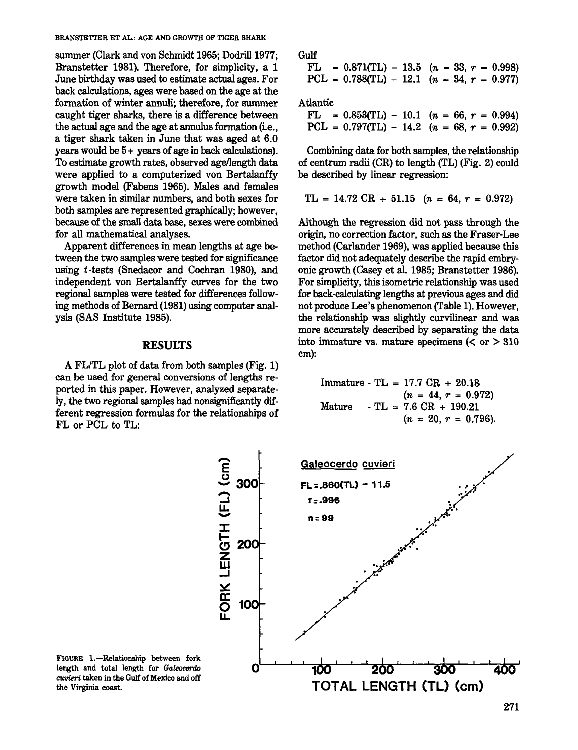summer (Clark and von Schmidt 1965; Dodrill 1977; Branstetter 1981). Therefore, for simplicity, a 1 June birthday was used to estimate actual ages. For back calculations, ages were based on the age at the formation of winter annuli; therefore, for summer caught tiger sharks, there is a difference between the actual age and the age at annulus formation (i.e., a tiger shark taken in June that was aged at 6.0 years would be 5+ years of age in back calculations). To estimate growth rates, observed age/length data were applied to a computerized von Bertalanffy growth model (Fabens 1965). Males and females were taken in similar numbers, and both sexes for both samples are represented graphically; however, because of the small data base, sexes were combined for all mathematical analyses.

Apparent differences in mean lengths at age between the two samples were tested for significance using $t$-tests (Snedacor and Cochran 1980), and independent von Bertalanffy curves for the two regional samples were tested for differences following methods of Bernard (1981) using computer analysis (SAS Institute 1985).

## RESULTS

A FL/TL plot of data from both samples (Fig. 1) can be used for general conversions of lengths reported in this paper. However, analyzed separately, the two regional samples had nonsignificantly different regression formulas for the relationships of FL or PCL to TL:

Gulf

$$FL = 0.871(TL) - 13.5 \quad (n = 33, r = 0.998)$$
$$PCL = 0.788(TL) - 12.1 \quad (n = 34, r = 0.977)$$

Atlantic

$$FL = 0.853(TL) - 10.1 \quad (n = 66, r = 0.994)$$
$$PCL = 0.797(TL) - 14.2 \quad (n = 68, r = 0.992)$$

Combining data for both samples, the relationship of centrum radii (CR) to length (TL) (Fig. 2) could be described by linear regression:

$$TL = 14.72\ CR + 51.15 \quad (n = 64, r = 0.972)$$

Although the regression did not pass through the origin, no correction factor, such as the Fraser-Lee method (Carlander 1969), was applied because this factor did not adequately describe the rapid embryonic growth (Casey et al. 1985; Branstetter 1986). For simplicity, this isometric relationship was used for back-calculating lengths at previous ages and did not produce Lee's phenomenon (Table 1). However, the relationship was slightly curvilinear and was more accurately described by separating the data into immature vs. mature specimens (< or > 310 cm):

$$\text{Immature - } TL = 17.7\ CR + 20.18 \quad (n = 44, r = 0.972)$$
$$\text{Mature - } TL = 7.6\ CR + 190.21 \quad (n = 20, r = 0.796).$$

FIGURE 1.—Relationship between fork length and total length for *Galeocerdo cuvieri* taken in the Gulf of Mexico and off the Virginia coast.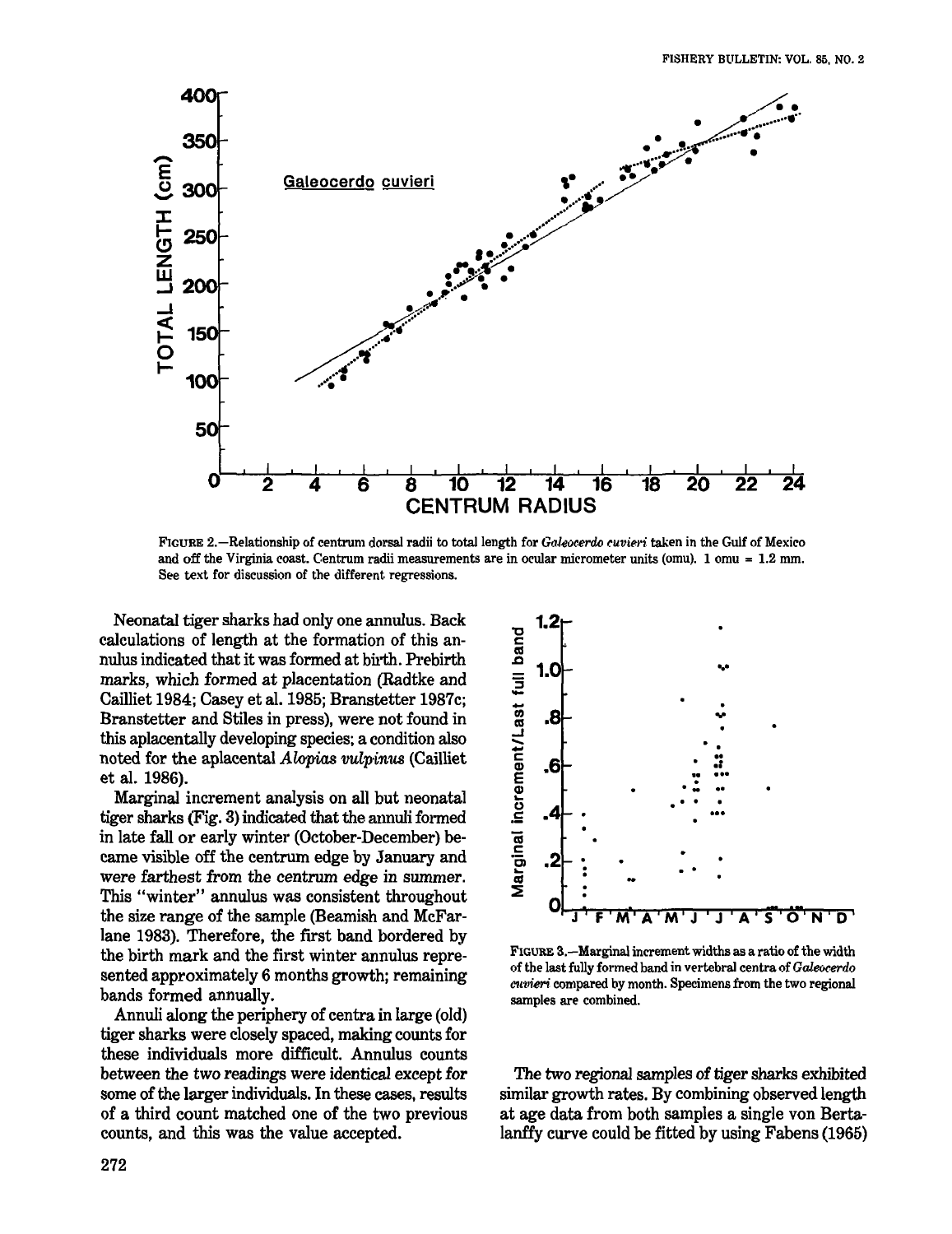FIGURE 2.—Relationship of centrum dorsal radii to total length for *Galeocerdo cuvieri* taken in the Gulf of Mexico and off the Virginia coast. Centrum radii measurements are in ocular micrometer units (omu). 1 omu = 1.2 mm. See text for discussion of the different regressions.

Neonatal tiger sharks had only one annulus. Back calculations of length at the formation of this annulus indicated that it was formed at birth. Prebirth marks, which formed at placentation (Radtke and Cailliet 1984; Casey et al. 1985; Branstetter 1987c; Branstetter and Stiles in press), were not found in this aplacentally developing species; a condition also noted for the aplacental *Alopias vulpinus* (Cailliet et al. 1986).

Marginal increment analysis on all but neonatal tiger sharks (Fig. 3) indicated that the annuli formed in late fall or early winter (October-December) became visible off the centrum edge by January and were farthest from the centrum edge in summer. This "winter" annulus was consistent throughout the size range of the sample (Beamish and McFarlane 1983). Therefore, the first band bordered by the birth mark and the first winter annulus represented approximately 6 months growth; remaining bands formed annually.

Annuli along the periphery of centra in large (old) tiger sharks were closely spaced, making counts for these individuals more difficult. Annulus counts between the two readings were identical except for some of the larger individuals. In these cases, results of a third count matched one of the two previous counts, and this was the value accepted.

FIGURE 3.—Marginal increment widths as a ratio of the width of the last fully formed band in vertebral centra of *Galeocerdo cuvieri* compared by month. Specimens from the two regional samples are combined.

The two regional samples of tiger sharks exhibited similar growth rates. By combining observed length at age data from both samples a single von Bertalanffy curve could be fitted by using Fabens (1965)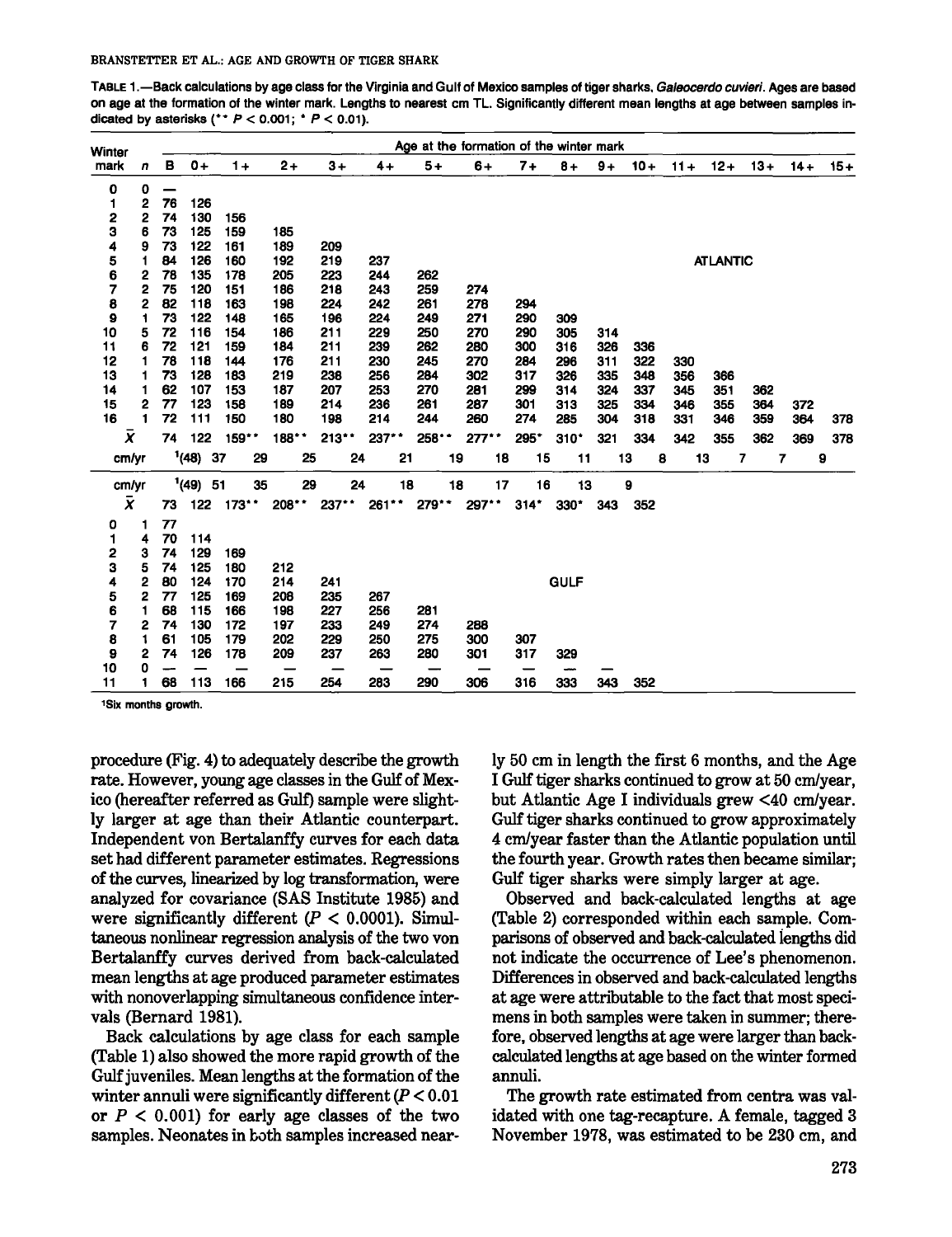TABLE 1.—Back calculations by age class for the Virginia and Gulf of Mexico samples of tiger sharks, *Galeocerdo cuvieri*. Ages are based on age at the formation of the winter mark. Lengths to nearest cm TL. Significantly different mean lengths at age between samples indicated by asterisks (** $P < 0.001$; * $P < 0.01$).

| Winter mark | n | B | 0+ | 1+ | 2+ | 3+ | 4+ | 5+ | 6+ | 7+ | 8+ | 9+ | 10+ | 11+ | 12+ | 13+ | 14+ | 15+ |
|---|---|---|---|---|---|---|---|---|---|---|---|---|---|---|---|---|---|---|
| **ATLANTIC** | | | | | | | | | | | | | | | | | | |
| 0 | 0 | — | | | | | | | | | | | | | | | | |
| 1 | 2 | 76 | 126 | | | | | | | | | | | | | | | |
| 2 | 2 | 74 | 130 | 156 | | | | | | | | | | | | | | |
| 3 | 6 | 73 | 125 | 159 | 185 | | | | | | | | | | | | | |
| 4 | 9 | 73 | 122 | 161 | 189 | 209 | | | | | | | | | | | | |
| 5 | 1 | 84 | 126 | 160 | 192 | 219 | 237 | | | | | | | | | | | |
| 6 | 2 | 78 | 135 | 178 | 205 | 223 | 244 | 262 | | | | | | | | | | |
| 7 | 2 | 75 | 120 | 151 | 186 | 218 | 243 | 259 | 274 | | | | | | | | | |
| 8 | 2 | 82 | 118 | 163 | 198 | 224 | 242 | 261 | 278 | 294 | | | | | | | | |
| 9 | 1 | 73 | 122 | 148 | 165 | 196 | 224 | 249 | 271 | 290 | 309 | | | | | | | |
| 10 | 5 | 72 | 116 | 154 | 186 | 211 | 229 | 250 | 270 | 290 | 305 | 314 | | | | | | |
| 11 | 6 | 72 | 121 | 159 | 184 | 211 | 239 | 262 | 280 | 300 | 316 | 326 | 336 | | | | | |
| 12 | 1 | 78 | 118 | 144 | 176 | 211 | 230 | 245 | 270 | 284 | 296 | 311 | 322 | 330 | | | | |
| 13 | 1 | 73 | 128 | 183 | 219 | 238 | 256 | 284 | 302 | 317 | 326 | 335 | 348 | 356 | 366 | | | |
| 14 | 1 | 62 | 107 | 153 | 187 | 207 | 253 | 270 | 281 | 299 | 314 | 324 | 337 | 345 | 351 | 362 | | |
| 15 | 2 | 77 | 123 | 158 | 189 | 214 | 236 | 261 | 287 | 301 | 313 | 325 | 334 | 346 | 355 | 364 | 372 | |
| 16 | 1 | 72 | 111 | 150 | 180 | 198 | 214 | 244 | 260 | 274 | 285 | 304 | 318 | 331 | 346 | 359 | 364 | 378 |
| $\bar{X}$ | | 74 | 122 | 159** | 188** | 213** | 237** | 258** | 277** | 295* | 310* | 321 | 334 | 342 | 355 | 362 | 369 | 378 |
| cm/yr | | | [1](48) | 37 | 29 | 25 | 24 | 21 | 19 | 18 | 15 | 11 | 13 | 8 | 13 | 7 | 7 | 9 |
| **GULF** | | | | | | | | | | | | | | | | | | |
| cm/yr | | | [1](49) | 51 | 35 | 29 | 24 | 18 | 18 | 17 | 16 | 13 | 9 | | | | | |
| $\bar{X}$ | | 73 | 122 | 173** | 208** | 237** | 261** | 279** | 297** | 314* | 330* | 343 | 352 | | | | | |
| 0 | 1 | 77 | | | | | | | | | | | | | | | | |
| 1 | 4 | 70 | 114 | | | | | | | | | | | | | | | |
| 2 | 3 | 74 | 129 | 169 | | | | | | | | | | | | | | |
| 3 | 5 | 74 | 125 | 180 | 212 | | | | | | | | | | | | | |
| 4 | 2 | 80 | 124 | 170 | 214 | 241 | | | | | | | | | | | | |
| 5 | 2 | 77 | 125 | 169 | 208 | 235 | 267 | | | | | | | | | | | |
| 6 | 1 | 68 | 115 | 166 | 198 | 227 | 256 | 281 | | | | | | | | | | |
| 7 | 2 | 74 | 130 | 172 | 197 | 233 | 249 | 274 | 288 | | | | | | | | | |
| 8 | 1 | 61 | 105 | 179 | 202 | 229 | 250 | 275 | 300 | 307 | | | | | | | | |
| 9 | 2 | 74 | 126 | 178 | 209 | 237 | 263 | 280 | 301 | 317 | 329 | | | | | | | |
| 10 | 0 | — | — | — | — | — | — | — | — | — | — | — | | | | | | |
| 11 | 1 | 68 | 113 | 166 | 215 | 254 | 283 | 290 | 306 | 316 | 333 | 343 | 352 | | | | | |

[1]Six months growth.

procedure (Fig. 4) to adequately describe the growth rate. However, young age classes in the Gulf of Mexico (hereafter referred as Gulf) sample were slightly larger at age than their Atlantic counterpart. Independent von Bertalanffy curves for each data set had different parameter estimates. Regressions of the curves, linearized by log transformation, were analyzed for covariance (SAS Institute 1985) and were significantly different ($P < 0.0001$). Simultaneous nonlinear regression analysis of the two von Bertalanffy curves derived from back-calculated mean lengths at age produced parameter estimates with nonoverlapping simultaneous confidence intervals (Bernard 1981).

Back calculations by age class for each sample (Table 1) also showed the more rapid growth of the Gulf juveniles. Mean lengths at the formation of the winter annuli were significantly different ($P < 0.01$ or $P < 0.001$) for early age classes of the two samples. Neonates in both samples increased nearly 50 cm in length the first 6 months, and the Age I Gulf tiger sharks continued to grow at 50 cm/year, but Atlantic Age I individuals grew <40 cm/year. Gulf tiger sharks continued to grow approximately 4 cm/year faster than the Atlantic population until the fourth year. Growth rates then became similar; Gulf tiger sharks were simply larger at age.

Observed and back-calculated lengths at age (Table 2) corresponded within each sample. Comparisons of observed and back-calculated lengths did not indicate the occurrence of Lee's phenomenon. Differences in observed and back-calculated lengths at age were attributable to the fact that most specimens in both samples were taken in summer; therefore, observed lengths at age were larger than back-calculated lengths at age based on the winter formed annuli.

The growth rate estimated from centra was validated with one tag-recapture. A female, tagged 3 November 1978, was estimated to be 230 cm, and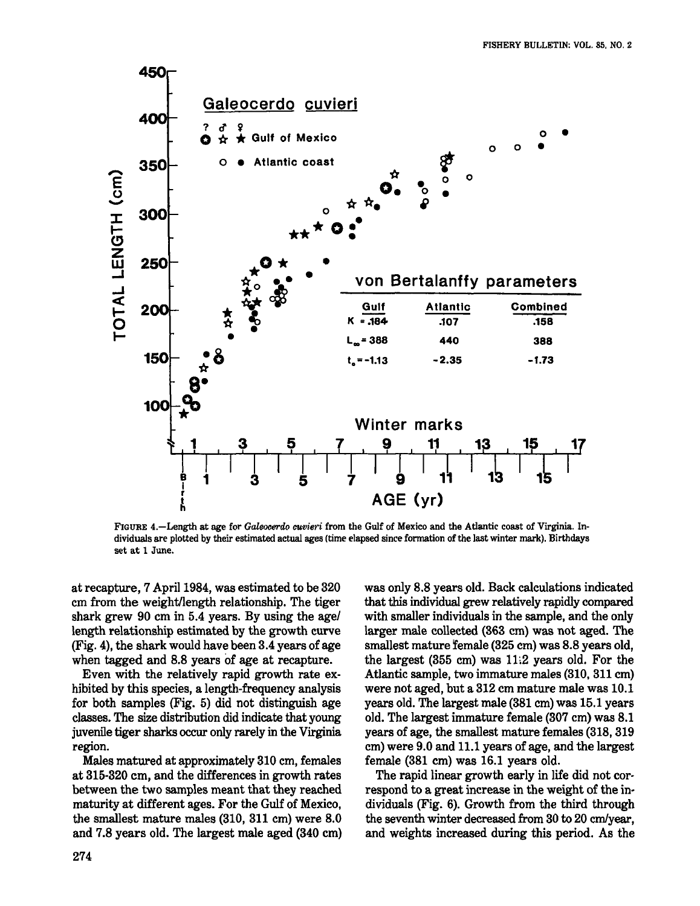FIGURE 4.—Length at age for *Galeocerdo cuvieri* from the Gulf of Mexico and the Atlantic coast of Virginia. Individuals are plotted by their estimated actual ages (time elapsed since formation of the last winter mark). Birthdays set at 1 June.

at recapture, 7 April 1984, was estimated to be 320 cm from the weight/length relationship. The tiger shark grew 90 cm in 5.4 years. By using the age/length relationship estimated by the growth curve (Fig. 4), the shark would have been 3.4 years of age when tagged and 8.8 years of age at recapture.

Even with the relatively rapid growth rate exhibited by this species, a length-frequency analysis for both samples (Fig. 5) did not distinguish age classes. The size distribution did indicate that young juvenile tiger sharks occur only rarely in the Virginia region.

Males matured at approximately 310 cm, females at 315-320 cm, and the differences in growth rates between the two samples meant that they reached maturity at different ages. For the Gulf of Mexico, the smallest mature males (310, 311 cm) were 8.0 and 7.8 years old. The largest male aged (340 cm) was only 8.8 years old. Back calculations indicated that this individual grew relatively rapidly compared with smaller individuals in the sample, and the only larger male collected (363 cm) was not aged. The smallest mature female (325 cm) was 8.8 years old, the largest (355 cm) was 11.2 years old. For the Atlantic sample, two immature males (310, 311 cm) were not aged, but a 312 cm mature male was 10.1 years old. The largest male (381 cm) was 15.1 years old. The largest immature female (307 cm) was 8.1 years of age, the smallest mature females (318, 319 cm) were 9.0 and 11.1 years of age, and the largest female (381 cm) was 16.1 years old.

The rapid linear growth early in life did not correspond to a great increase in the weight of the individuals (Fig. 6). Growth from the third through the seventh winter decreased from 30 to 20 cm/year, and weights increased during this period. As the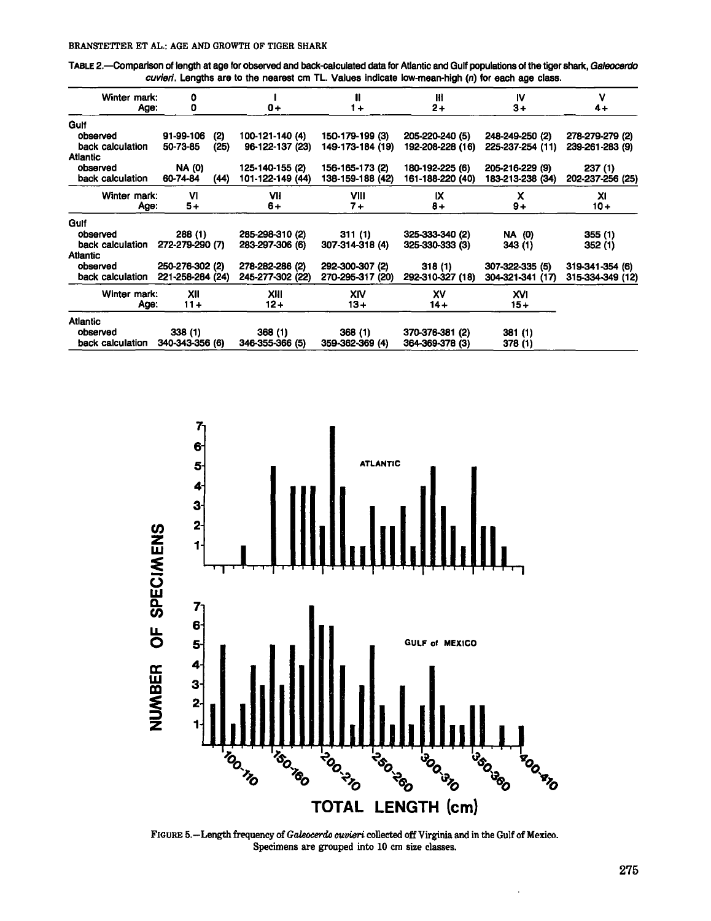TABLE 2.—Comparison of length at age for observed and back-calculated data for Atlantic and Gulf populations of the tiger shark, *Galeocerdo cuvieri*. Lengths are to the nearest cm TL. Values indicate low-mean-high (n) for each age class.

| Winter mark: | 0 | I | II | III | IV | V |
|---|---|---|---|---|---|---|
| Age: | 0 | 0+ | 1+ | 2+ | 3+ | 4+ |
| Gulf | | | | | | |
| observed | 91-99-106 (2) | 100-121-140 (4) | 150-179-199 (3) | 205-220-240 (5) | 248-249-250 (2) | 278-279-279 (2) |
| back calculation | 50-73-85 (25) | 96-122-137 (23) | 149-173-184 (19) | 192-208-228 (16) | 225-237-254 (11) | 239-261-283 (9) |
| Atlantic | | | | | | |
| observed | NA (0) | 125-140-155 (2) | 156-165-173 (2) | 180-192-225 (6) | 205-216-229 (9) | 237 (1) |
| back calculation | 60-74-84 (44) | 101-122-149 (44) | 138-159-188 (42) | 161-188-220 (40) | 183-213-238 (34) | 202-237-256 (25) |

| Winter mark: | VI | VII | VIII | IX | X | XI |
|---|---|---|---|---|---|---|
| Age: | 5+ | 6+ | 7+ | 8+ | 9+ | 10+ |
| Gulf | | | | | | |
| observed | 288 (1) | 285-298-310 (2) | 311 (1) | 325-333-340 (2) | NA (0) | 355 (1) |
| back calculation | 272-279-290 (7) | 283-297-306 (6) | 307-314-318 (4) | 325-330-333 (3) | 343 (1) | 352 (1) |
| Atlantic | | | | | | |
| observed | 250-276-302 (2) | 278-282-286 (2) | 292-300-307 (2) | 318 (1) | 307-322-335 (5) | 319-341-354 (6) |
| back calculation | 221-258-284 (24) | 245-277-302 (22) | 270-295-317 (20) | 292-310-327 (18) | 304-321-341 (17) | 315-334-349 (12) |

| Winter mark: | XII | XIII | XIV | XV | XVI |
|---|---|---|---|---|---|
| Age: | 11+ | 12+ | 13+ | 14+ | 15+ |
| Atlantic | | | | | |
| observed | 338 (1) | 368 (1) | 368 (1) | 370-376-381 (2) | 381 (1) |
| back calculation | 340-343-356 (6) | 346-355-366 (5) | 359-362-369 (4) | 364-369-378 (3) | 378 (1) |

FIGURE 5.—Length frequency of *Galeocerdo cuvieri* collected off Virginia and in the Gulf of Mexico. Specimens are grouped into 10 cm size classes.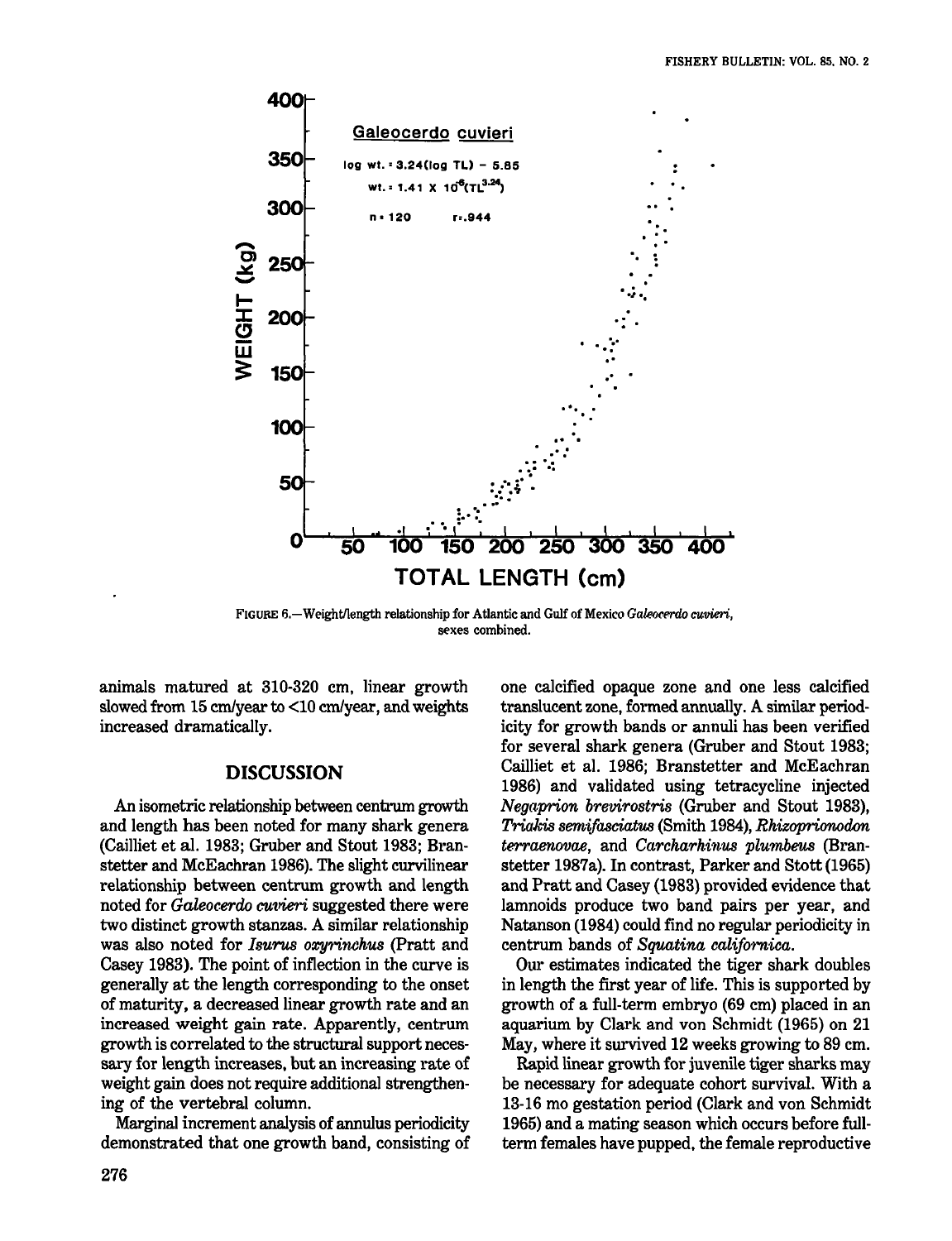FIGURE 6.—Weight/length relationship for Atlantic and Gulf of Mexico *Galeocerdo cuvieri*, sexes combined.

animals matured at 310-320 cm, linear growth slowed from 15 cm/year to <10 cm/year, and weights increased dramatically.

## DISCUSSION

An isometric relationship between centrum growth and length has been noted for many shark genera (Cailliet et al. 1983; Gruber and Stout 1983; Branstetter and McEachran 1986). The slight curvilinear relationship between centrum growth and length noted for *Galeocerdo cuvieri* suggested there were two distinct growth stanzas. A similar relationship was also noted for *Isurus oxyrinchus* (Pratt and Casey 1983). The point of inflection in the curve is generally at the length corresponding to the onset of maturity, a decreased linear growth rate and an increased weight gain rate. Apparently, centrum growth is correlated to the structural support necessary for length increases, but an increasing rate of weight gain does not require additional strengthening of the vertebral column.

Marginal increment analysis of annulus periodicity demonstrated that one growth band, consisting of one calcified opaque zone and one less calcified translucent zone, formed annually. A similar periodicity for growth bands or annuli has been verified for several shark genera (Gruber and Stout 1983; Cailliet et al. 1986; Branstetter and McEachran 1986) and validated using tetracycline injected *Negaprion brevirostris* (Gruber and Stout 1983), *Triakis semifasciatus* (Smith 1984), *Rhizoprionodon terraenovae*, and *Carcharhinus plumbeus* (Branstetter 1987a). In contrast, Parker and Stott (1965) and Pratt and Casey (1983) provided evidence that lamnoids produce two band pairs per year, and Natanson (1984) could find no regular periodicity in centrum bands of *Squatina californica*.

Our estimates indicated the tiger shark doubles in length the first year of life. This is supported by growth of a full-term embryo (69 cm) placed in an aquarium by Clark and von Schmidt (1965) on 21 May, where it survived 12 weeks growing to 89 cm.

Rapid linear growth for juvenile tiger sharks may be necessary for adequate cohort survival. With a 13-16 mo gestation period (Clark and von Schmidt 1965) and a mating season which occurs before full-term females have pupped, the female reproductive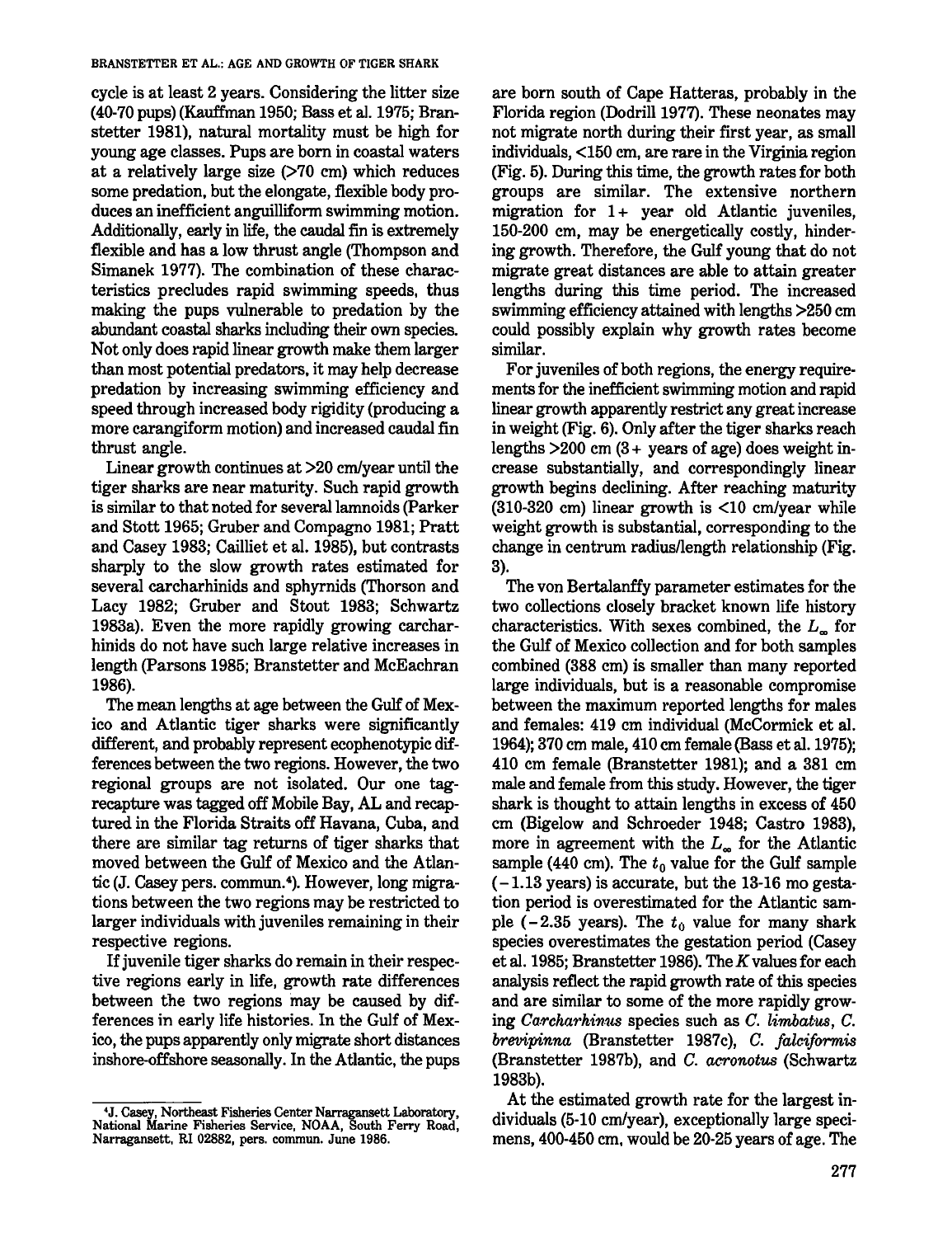cycle is at least 2 years. Considering the litter size (40-70 pups) (Kauffman 1950; Bass et al. 1975; Branstetter 1981), natural mortality must be high for young age classes. Pups are born in coastal waters at a relatively large size (>70 cm) which reduces some predation, but the elongate, flexible body produces an inefficient anguilliform swimming motion. Additionally, early in life, the caudal fin is extremely flexible and has a low thrust angle (Thompson and Simanek 1977). The combination of these characteristics precludes rapid swimming speeds, thus making the pups vulnerable to predation by the abundant coastal sharks including their own species. Not only does rapid linear growth make them larger than most potential predators, it may help decrease predation by increasing swimming efficiency and speed through increased body rigidity (producing a more carangiform motion) and increased caudal fin thrust angle.

Linear growth continues at >20 cm/year until the tiger sharks are near maturity. Such rapid growth is similar to that noted for several lamnoids (Parker and Stott 1965; Gruber and Compagno 1981; Pratt and Casey 1983; Cailliet et al. 1985), but contrasts sharply to the slow growth rates estimated for several carcharhinids and sphyrnids (Thorson and Lacy 1982; Gruber and Stout 1983; Schwartz 1983a). Even the more rapidly growing carcharhinids do not have such large relative increases in length (Parsons 1985; Branstetter and McEachran 1986).

The mean lengths at age between the Gulf of Mexico and Atlantic tiger sharks were significantly different, and probably represent ecophenotypic differences between the two regions. However, the two regional groups are not isolated. Our one tag-recapture was tagged off Mobile Bay, AL and recaptured in the Florida Straits off Havana, Cuba, and there are similar tag returns of tiger sharks that moved between the Gulf of Mexico and the Atlantic (J. Casey pers. commun.[4]). However, long migrations between the two regions may be restricted to larger individuals with juveniles remaining in their respective regions.

If juvenile tiger sharks do remain in their respective regions early in life, growth rate differences between the two regions may be caused by differences in early life histories. In the Gulf of Mexico, the pups apparently only migrate short distances inshore-offshore seasonally. In the Atlantic, the pups are born south of Cape Hatteras, probably in the Florida region (Dodrill 1977). These neonates may not migrate north during their first year, as small individuals, <150 cm, are rare in the Virginia region (Fig. 5). During this time, the growth rates for both groups are similar. The extensive northern migration for 1+ year old Atlantic juveniles, 150-200 cm, may be energetically costly, hindering growth. Therefore, the Gulf young that do not migrate great distances are able to attain greater lengths during this time period. The increased swimming efficiency attained with lengths >250 cm could possibly explain why growth rates become similar.

For juveniles of both regions, the energy requirements for the inefficient swimming motion and rapid linear growth apparently restrict any great increase in weight (Fig. 6). Only after the tiger sharks reach lengths >200 cm (3+ years of age) does weight increase substantially, and correspondingly linear growth begins declining. After reaching maturity (310-320 cm) linear growth is <10 cm/year while weight growth is substantial, corresponding to the change in centrum radius/length relationship (Fig. 3).

The von Bertalanffy parameter estimates for the two collections closely bracket known life history characteristics. With sexes combined, the $L_\infty$ for the Gulf of Mexico collection and for both samples combined (388 cm) is smaller than many reported large individuals, but is a reasonable compromise between the maximum reported lengths for males and females: 419 cm individual (McCormick et al. 1964); 370 cm male, 410 cm female (Bass et al. 1975); 410 cm female (Branstetter 1981); and a 381 cm male and female from this study. However, the tiger shark is thought to attain lengths in excess of 450 cm (Bigelow and Schroeder 1948; Castro 1983), more in agreement with the $L_\infty$ for the Atlantic sample (440 cm). The $t_0$ value for the Gulf sample (−1.13 years) is accurate, but the 13-16 mo gestation period is overestimated for the Atlantic sample (−2.35 years). The $t_0$ value for many shark species overestimates the gestation period (Casey et al. 1985; Branstetter 1986). The $K$ values for each analysis reflect the rapid growth rate of this species and are similar to some of the more rapidly growing *Carcharhinus* species such as *C. limbatus*, *C. brevipinna* (Branstetter 1987c), *C. falciformis* (Branstetter 1987b), and *C. acronotus* (Schwartz 1983b).

At the estimated growth rate for the largest individuals (5-10 cm/year), exceptionally large specimens, 400-450 cm, would be 20-25 years of age. The

[4] J. Casey, Northeast Fisheries Center Narragansett Laboratory, National Marine Fisheries Service, NOAA, South Ferry Road, Narragansett, RI 02882, pers. commun. June 1986.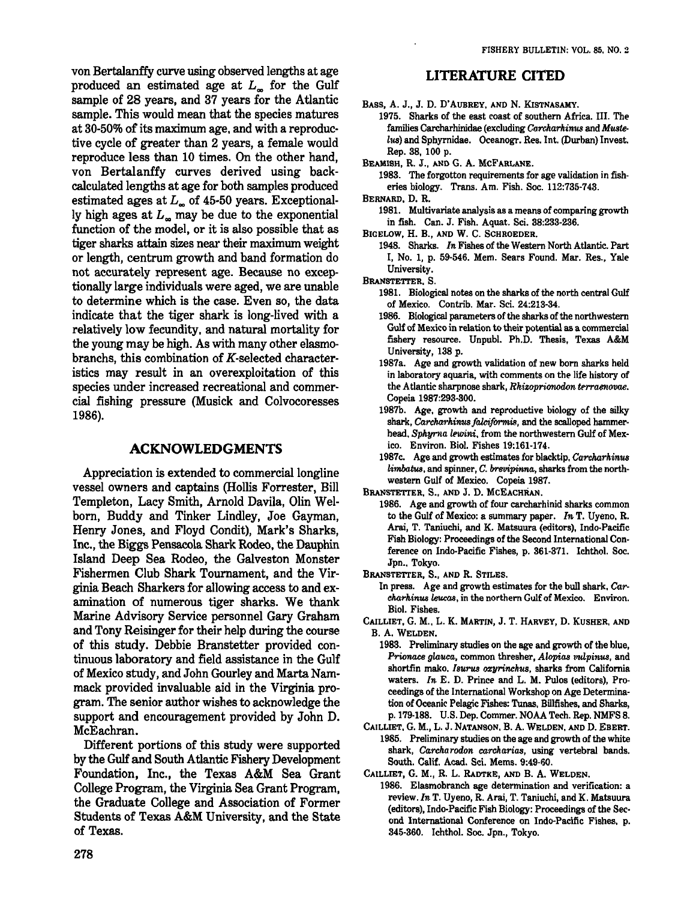von Bertalanffy curve using observed lengths at age produced an estimated age at $L_\infty$ for the Gulf sample of 28 years, and 37 years for the Atlantic sample. This would mean that the species matures at 30-50% of its maximum age, and with a reproductive cycle of greater than 2 years, a female would reproduce less than 10 times. On the other hand, von Bertalanffy curves derived using back-calculated lengths at age for both samples produced estimated ages at $L_\infty$ of 45-50 years. Exceptionally high ages at $L_\infty$ may be due to the exponential function of the model, or it is also possible that as tiger sharks attain sizes near their maximum weight or length, centrum growth and band formation do not accurately represent age. Because no exceptionally large individuals were aged, we are unable to determine which is the case. Even so, the data indicate that the tiger shark is long-lived with a relatively low fecundity, and natural mortality for the young may be high. As with many other elasmobranchs, this combination of $K$-selected characteristics may result in an overexploitation of this species under increased recreational and commercial fishing pressure (Musick and Colvocoresses 1986).

## ACKNOWLEDGMENTS

Appreciation is extended to commercial longline vessel owners and captains (Hollis Forrester, Bill Templeton, Lacy Smith, Arnold Davila, Olin Welborn, Buddy and Tinker Lindley, Joe Gayman, Henry Jones, and Floyd Condit), Mark's Sharks, Inc., the Biggs Pensacola Shark Rodeo, the Dauphin Island Deep Sea Rodeo, the Galveston Monster Fishermen Club Shark Tournament, and the Virginia Beach Sharkers for allowing access to and examination of numerous tiger sharks. We thank Marine Advisory Service personnel Gary Graham and Tony Reisinger for their help during the course of this study. Debbie Branstetter provided continuous laboratory and field assistance in the Gulf of Mexico study, and John Gourley and Marta Nammack provided invaluable aid in the Virginia program. The senior author wishes to acknowledge the support and encouragement provided by John D. McEachran.

Different portions of this study were supported by the Gulf and South Atlantic Fishery Development Foundation, Inc., the Texas A&M Sea Grant College Program, the Virginia Sea Grant Program, the Graduate College and Association of Former Students of Texas A&M University, and the State of Texas.

## LITERATURE CITED

BASS, A. J., J. D. D'AUBREY, AND N. KISTNASAMY.
1975. Sharks of the east coast of southern Africa. III. The families Carcharhinidae (excluding *Carcharhinus* and *Mustelus*) and Sphyrnidae. Oceanogr. Res. Int. (Durban) Invest. Rep. 38, 100 p.

BEAMISH, R. J., AND G. A. MCFARLANE.
1983. The forgotton requirements for age validation in fisheries biology. Trans. Am. Fish. Soc. 112:735-743.

BERNARD, D. R.
1981. Multivariate analysis as a means of comparing growth in fish. Can. J. Fish. Aquat. Sci. 38:233-236.

BIGELOW, H. B., AND W. C. SCHROEDER.
1948. Sharks. *In* Fishes of the Western North Atlantic. Part I, No. 1, p. 59-546. Mem. Sears Found. Mar. Res., Yale University.

BRANSTETTER, S.
1981. Biological notes on the sharks of the north central Gulf of Mexico. Contrib. Mar. Sci. 24:213-34.
1986. Biological parameters of the sharks of the northwestern Gulf of Mexico in relation to their potential as a commercial fishery resource. Unpubl. Ph.D. Thesis, Texas A&M University, 138 p.
1987a. Age and growth validation of new born sharks held in laboratory aquaria, with comments on the life history of the Atlantic sharpnose shark, *Rhizoprionodon terraenovae*. Copeia 1987:293-300.
1987b. Age, growth and reproductive biology of the silky shark, *Carcharhinus falciformis*, and the scalloped hammerhead, *Sphyrna lewini*, from the northwestern Gulf of Mexico. Environ. Biol. Fishes 19:161-174.
1987c. Age and growth estimates for blacktip, *Carcharhinus limbatus*, and spinner, *C. brevipinna*, sharks from the northwestern Gulf of Mexico. Copeia 1987.

BRANSTETTER, S., AND J. D. MCEACHRAN.
1986. Age and growth of four carcharhinid sharks common to the Gulf of Mexico: a summary paper. *In* T. Uyeno, R. Arai, T. Taniuchi, and K. Matsuura (editors), Indo-Pacific Fish Biology: Proceedings of the Second International Conference on Indo-Pacific Fishes, p. 361-371. Ichthol. Soc. Jpn., Tokyo.

BRANSTETTER, S., AND R. STILES.
In press. Age and growth estimates for the bull shark, *Carcharhinus leucas*, in the northern Gulf of Mexico. Environ. Biol. Fishes.

CAILLIET, G. M., L. K. MARTIN, J. T. HARVEY, D. KUSHER, AND B. A. WELDEN.
1983. Preliminary studies on the age and growth of the blue, *Prionace glauca*, common thresher, *Alopias vulpinus*, and shortfin mako, *Isurus oxyrinchus*, sharks from California waters. *In* E. D. Prince and L. M. Pulos (editors), Proceedings of the International Workshop on Age Determination of Oceanic Pelagic Fishes: Tunas, Billfishes, and Sharks, p. 179-188. U.S. Dep. Commer. NOAA Tech. Rep. NMFS 8.

CAILLIET, G. M., L. J. NATANSON, B. A. WELDEN, AND D. EBERT.
1985. Preliminary studies on the age and growth of the white shark, *Carcharodon carcharias*, using vertebral bands. South. Calif. Acad. Sci. Mems. 9:49-60.

CAILLIET, G. M., R. L. RADTKE, AND B. A. WELDEN.
1986. Elasmobranch age determination and verification: a review. *In* T. Uyeno, R. Arai, T. Taniuchi, and K. Matsuura (editors), Indo-Pacific Fish Biology: Proceedings of the Second International Conference on Indo-Pacific Fishes, p. 345-360. Ichthol. Soc. Jpn., Tokyo.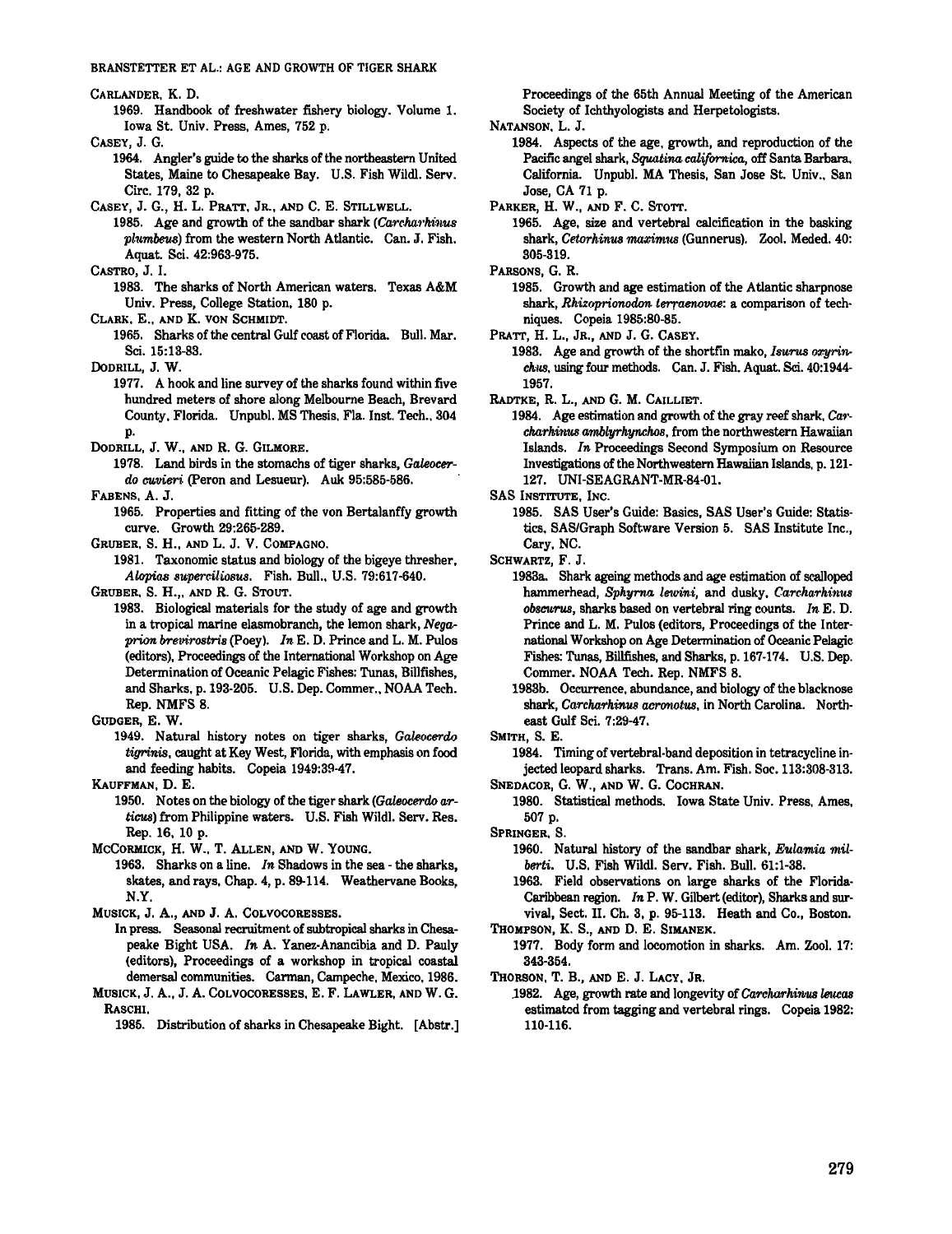CARLANDER, K. D.

1969. Handbook of freshwater fishery biology. Volume 1. Iowa St. Univ. Press, Ames, 752 p.

CASEY, J. G.

1964. Angler's guide to the sharks of the northeastern United States, Maine to Chesapeake Bay. U.S. Fish Wildl. Serv. Circ. 179, 32 p.

CASEY, J. G., H. L. PRATT, JR., AND C. E. STILLWELL.

1985. Age and growth of the sandbar shark (*Carcharhinus plumbeus*) from the western North Atlantic. Can. J. Fish. Aquat. Sci. 42:963-975.

CASTRO, J. I.

1983. The sharks of North American waters. Texas A&M Univ. Press, College Station, 180 p.

CLARK, E., AND K. VON SCHMIDT.

1965. Sharks of the central Gulf coast of Florida. Bull. Mar. Sci. 15:13-83.

DODRILL, J. W.

1977. A hook and line survey of the sharks found within five hundred meters of shore along Melbourne Beach, Brevard County, Florida. Unpubl. MS Thesis, Fla. Inst. Tech., 304 p.

DODRILL, J. W., AND R. G. GILMORE.

1978. Land birds in the stomachs of tiger sharks, *Galeocerdo cuvieri* (Peron and Lesueur). Auk 95:585-586.

FABENS, A. J.

1965. Properties and fitting of the von Bertalanffy growth curve. Growth 29:265-289.

GRUBER, S. H., AND L. J. V. COMPAGNO.

1981. Taxonomic status and biology of the bigeye thresher, *Alopias superciliosus*. Fish. Bull., U.S. 79:617-640.

GRUBER, S. H., AND R. G. STOUT.

1983. Biological materials for the study of age and growth in a tropical marine elasmobranch, the lemon shark, *Negaprion brevirostris* (Poey). *In* E. D. Prince and L. M. Pulos (editors), Proceedings of the International Workshop on Age Determination of Oceanic Pelagic Fishes: Tunas, Billfishes, and Sharks, p. 193-205. U.S. Dep. Commer., NOAA Tech. Rep. NMFS 8.

GUDGER, E. W.

1949. Natural history notes on tiger sharks, *Galeocerdo tigrinis*, caught at Key West, Florida, with emphasis on food and feeding habits. Copeia 1949:39-47.

KAUFFMAN, D. E.

1950. Notes on the biology of the tiger shark (*Galeocerdo arcticus*) from Philippine waters. U.S. Fish Wildl. Serv. Res. Rep. 16, 10 p.

MCCORMICK, H. W., T. ALLEN, AND W. YOUNG.

1963. Sharks on a line. *In* Shadows in the sea - the sharks, skates, and rays, Chap. 4, p. 89-114. Weathervane Books, N.Y.

MUSICK, J. A., AND J. A. COLVOCORESSES.

In press. Seasonal recruitment of subtropical sharks in Chesapeake Bight USA. *In* A. Yanez-Anancibia and D. Pauly (editors), Proceedings of a workshop in tropical coastal demersal communities. Carman, Campeche, Mexico, 1986.

MUSICK, J. A., J. A. COLVOCORESSES, E. F. LAWLER, AND W. G. RASCHI.

1985. Distribution of sharks in Chesapeake Bight. [Abstr.] Proceedings of the 65th Annual Meeting of the American Society of Ichthyologists and Herpetologists.

NATANSON, L. J.

1984. Aspects of the age, growth, and reproduction of the Pacific angel shark, *Squatina californica*, off Santa Barbara, California. Unpubl. MA Thesis, San Jose St. Univ., San Jose, CA 71 p.

PARKER, H. W., AND F. C. STOTT.

1965. Age, size and vertebral calcification in the basking shark, *Cetorhinus maximus* (Gunnerus). Zool. Meded. 40: 305-319.

PARSONS, G. R.

1985. Growth and age estimation of the Atlantic sharpnose shark, *Rhizoprionodon terraenovae*: a comparison of techniques. Copeia 1985:80-85.

PRATT, H. L., JR., AND J. G. CASEY.

1983. Age and growth of the shortfin mako, *Isurus oxyrinchus*, using four methods. Can. J. Fish. Aquat. Sci. 40:1944-1957.

RADTKE, R. L., AND G. M. CAILLIET.

1984. Age estimation and growth of the gray reef shark, *Carcharhinus amblyrhynchos*, from the northwestern Hawaiian Islands. *In* Proceedings Second Symposium on Resource Investigations of the Northwestern Hawaiian Islands, p. 121-127. UNI-SEAGRANT-MR-84-01.

SAS INSTITUTE, INC.

1985. SAS User's Guide: Basics, SAS User's Guide: Statistics, SAS/Graph Software Version 5. SAS Institute Inc., Cary, NC.

SCHWARTZ, F. J.

1983a. Shark ageing methods and age estimation of scalloped hammerhead, *Sphyrna lewini*, and dusky, *Carcharhinus obscurus*, sharks based on vertebral ring counts. *In* E. D. Prince and L. M. Pulos (editors, Proceedings of the International Workshop on Age Determination of Oceanic Pelagic Fishes: Tunas, Billfishes, and Sharks, p. 167-174. U.S. Dep. Commer. NOAA Tech. Rep. NMFS 8.

1983b. Occurrence, abundance, and biology of the blacknose shark, *Carcharhinus acronotus*, in North Carolina. Northeast Gulf Sci. 7:29-47.

SMITH, S. E.

1984. Timing of vertebral-band deposition in tetracycline injected leopard sharks. Trans. Am. Fish. Soc. 113:308-313.

SNEDACOR, G. W., AND W. G. COCHRAN.

1980. Statistical methods. Iowa State Univ. Press, Ames, 507 p.

SPRINGER, S.

1960. Natural history of the sandbar shark, *Eulamia milberti*. U.S. Fish Wildl. Serv. Fish. Bull. 61:1-38.

1963. Field observations on large sharks of the Florida-Caribbean region. *In* P. W. Gilbert (editor), Sharks and survival, Sect. II. Ch. 3, p. 95-113. Heath and Co., Boston.

THOMPSON, K. S., AND D. E. SIMANEK.

1977. Body form and locomotion in sharks. Am. Zool. 17: 343-354.

THORSON, T. B., AND E. J. LACY, JR.

1982. Age, growth rate and longevity of *Carcharhinus leucas* estimated from tagging and vertebral rings. Copeia 1982: 110-116.